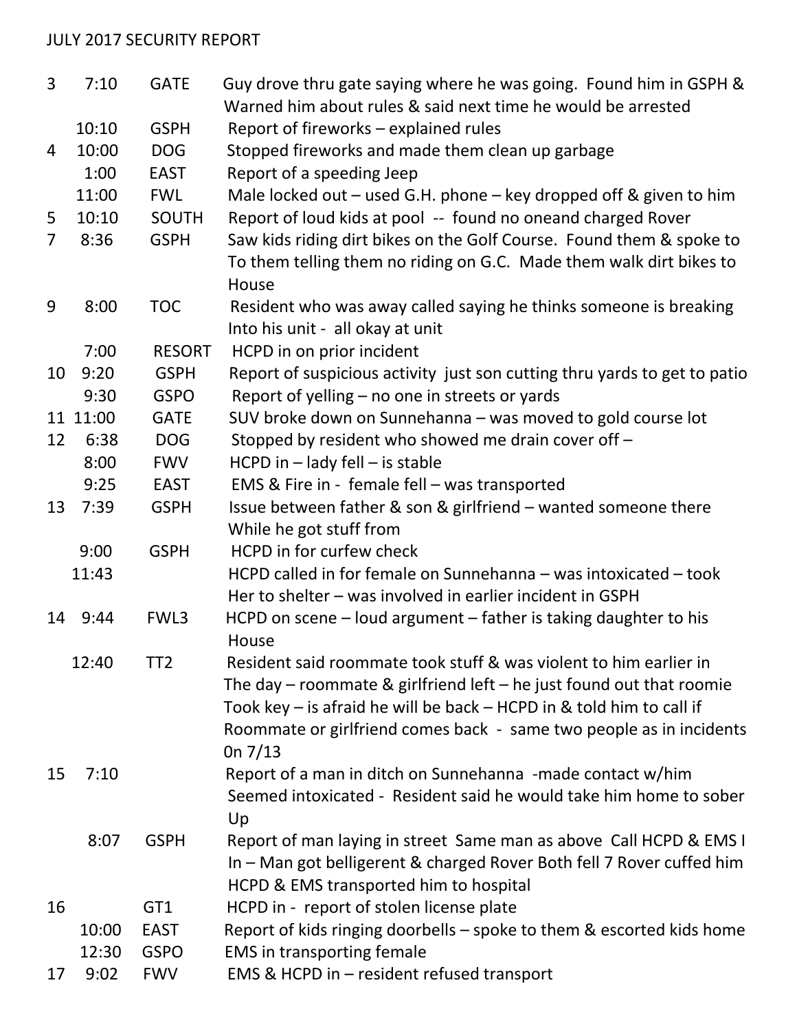JULY 2017 SECURITY REPORT

| | | | |
|---|---|---|---|
| 3 | 7:10 | GATE | Guy drove thru gate saying where he was going. Found him in GSPH & Warned him about rules & said next time he would be arrested |
| | 10:10 | GSPH | Report of fireworks – explained rules |
| 4 | 10:00 | DOG | Stopped fireworks and made them clean up garbage |
| | 1:00 | EAST | Report of a speeding Jeep |
| | 11:00 | FWL | Male locked out – used G.H. phone – key dropped off & given to him |
| 5 | 10:10 | SOUTH | Report of loud kids at pool -- found no oneand charged Rover |
| 7 | 8:36 | GSPH | Saw kids riding dirt bikes on the Golf Course. Found them & spoke to To them telling them no riding on G.C. Made them walk dirt bikes to House |
| 9 | 8:00 | TOC | Resident who was away called saying he thinks someone is breaking Into his unit - all okay at unit |
| | 7:00 | RESORT | HCPD in on prior incident |
| 10 | 9:20 | GSPH | Report of suspicious activity just son cutting thru yards to get to patio |
| | 9:30 | GSPO | Report of yelling – no one in streets or yards |
| 11 | 11:00 | GATE | SUV broke down on Sunnehanna – was moved to gold course lot |
| 12 | 6:38 | DOG | Stopped by resident who showed me drain cover off – |
| | 8:00 | FWV | HCPD in – lady fell – is stable |
| | 9:25 | EAST | EMS & Fire in - female fell – was transported |
| 13 | 7:39 | GSPH | Issue between father & son & girlfriend – wanted someone there While he got stuff from |
| | 9:00 | GSPH | HCPD in for curfew check |
| | 11:43 | | HCPD called in for female on Sunnehanna – was intoxicated – took Her to shelter – was involved in earlier incident in GSPH |
| 14 | 9:44 | FWL3 | HCPD on scene – loud argument – father is taking daughter to his House |
| | 12:40 | TT2 | Resident said roommate took stuff & was violent to him earlier in The day – roommate & girlfriend left – he just found out that roomie Took key – is afraid he will be back – HCPD in & told him to call if Roommate or girlfriend comes back - same two people as in incidents 0n 7/13 |
| 15 | 7:10 | | Report of a man in ditch on Sunnehanna -made contact w/him Seemed intoxicated - Resident said he would take him home to sober Up |
| | 8:07 | GSPH | Report of man laying in street Same man as above Call HCPD & EMS I In – Man got belligerent & charged Rover Both fell 7 Rover cuffed him HCPD & EMS transported him to hospital |
| 16 | | GT1 | HCPD in - report of stolen license plate |
| | 10:00 | EAST | Report of kids ringing doorbells – spoke to them & escorted kids home |
| | 12:30 | GSPO | EMS in transporting female |
| 17 | 9:02 | FWV | EMS & HCPD in – resident refused transport |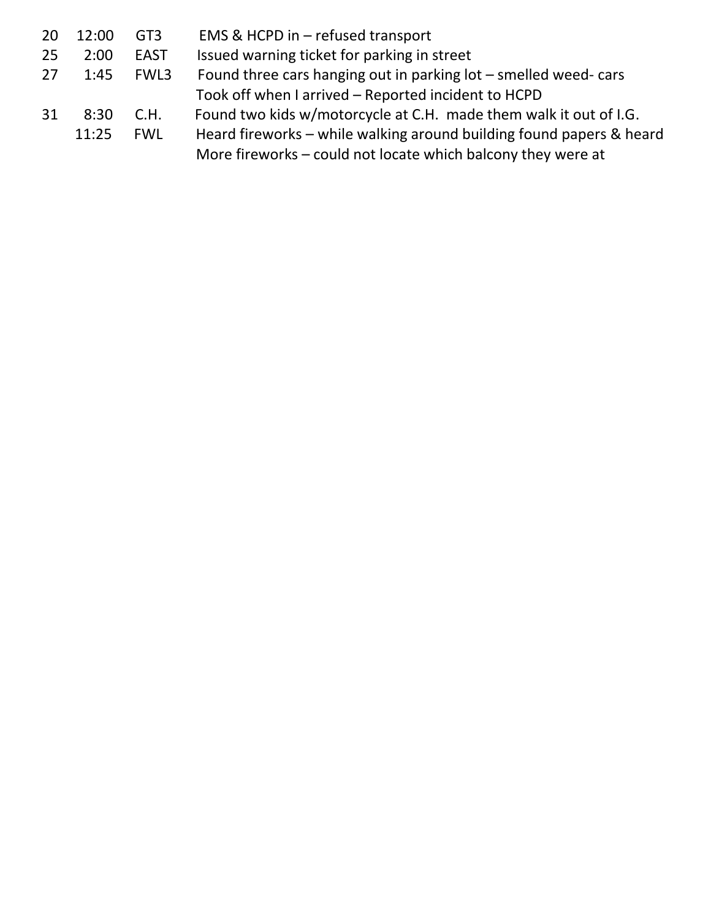| | | | |
|---|---|---|---|
| 20 | 12:00 | GT3 | EMS & HCPD in – refused transport |
| 25 | 2:00 | EAST | Issued warning ticket for parking in street |
| 27 | 1:45 | FWL3 | Found three cars hanging out in parking lot – smelled weed- cars Took off when I arrived – Reported incident to HCPD |
| 31 | 8:30 | C.H. | Found two kids w/motorcycle at C.H. made them walk it out of I.G. |
| | 11:25 | FWL | Heard fireworks – while walking around building found papers & heard More fireworks – could not locate which balcony they were at |